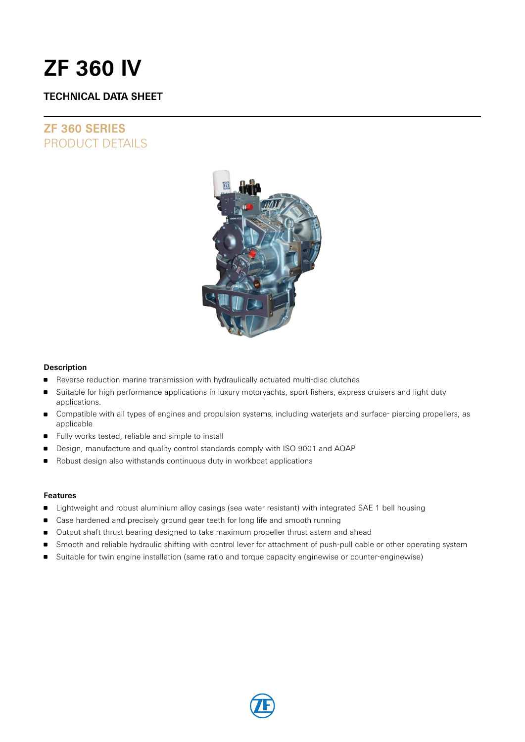# ZF 360 IV

## TECHNICAL DATA SHEET

## ZF 360 SERIES
PRODUCT DETAILS

### Description

- Reverse reduction marine transmission with hydraulically actuated multi-disc clutches
- Suitable for high performance applications in luxury motoryachts, sport fishers, express cruisers and light duty applications.
- Compatible with all types of engines and propulsion systems, including waterjets and surface- piercing propellers, as applicable
- Fully works tested, reliable and simple to install
- Design, manufacture and quality control standards comply with ISO 9001 and AQAP
- Robust design also withstands continuous duty in workboat applications

### Features

- Lightweight and robust aluminium alloy casings (sea water resistant) with integrated SAE 1 bell housing
- Case hardened and precisely ground gear teeth for long life and smooth running
- Output shaft thrust bearing designed to take maximum propeller thrust astern and ahead
- Smooth and reliable hydraulic shifting with control lever for attachment of push-pull cable or other operating system
- Suitable for twin engine installation (same ratio and torque capacity enginewise or counter-enginewise)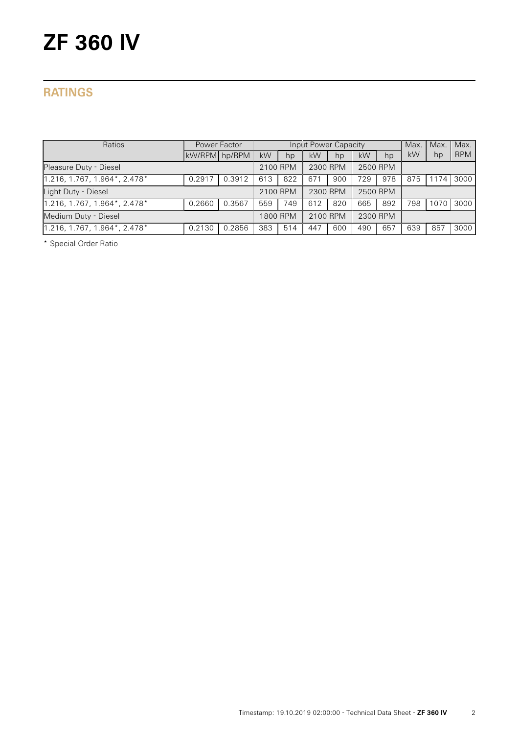# ZF 360 IV

## RATINGS

| Ratios | Power Factor | | Input Power Capacity | | | | | | Max. | Max. | Max. |
|---|---|---|---|---|---|---|---|---|---|---|---|
| | kW/RPM | hp/RPM | kW | hp | kW | hp | kW | hp | kW | hp | RPM |
| Pleasure Duty - Diesel | | | 2100 RPM | | 2300 RPM | | 2500 RPM | | | | |
| 1.216, 1.767, 1.964*, 2.478* | 0.2917 | 0.3912 | 613 | 822 | 671 | 900 | 729 | 978 | 875 | 1174 | 3000 |
| Light Duty - Diesel | | | 2100 RPM | | 2300 RPM | | 2500 RPM | | | | |
| 1.216, 1.767, 1.964*, 2.478* | 0.2660 | 0.3567 | 559 | 749 | 612 | 820 | 665 | 892 | 798 | 1070 | 3000 |
| Medium Duty - Diesel | | | 1800 RPM | | 2100 RPM | | 2300 RPM | | | | |
| 1.216, 1.767, 1.964*, 2.478* | 0.2130 | 0.2856 | 383 | 514 | 447 | 600 | 490 | 657 | 639 | 857 | 3000 |

* Special Order Ratio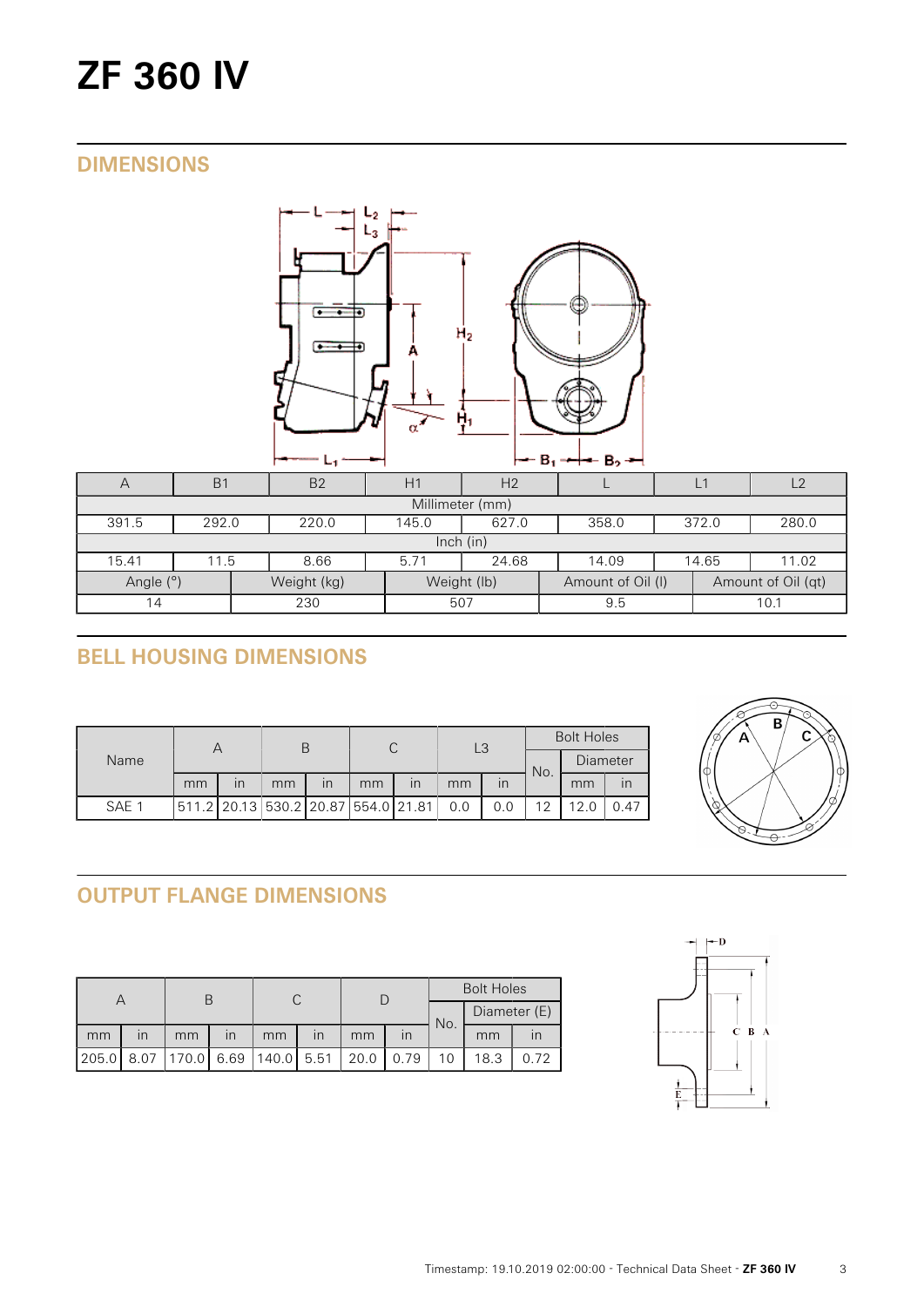# ZF 360 IV

## DIMENSIONS

| A | B1 | B2 | H1 | H2 | L | L1 | L2 |
|---|---|---|---|---|---|---|---|
| Millimeter (mm) | | | | | | | |
| 391.5 | 292.0 | 220.0 | 145.0 | 627.0 | 358.0 | 372.0 | 280.0 |
| Inch (in) | | | | | | | |
| 15.41 | 11.5 | 8.66 | 5.71 | 24.68 | 14.09 | 14.65 | 11.02 |

| Angle (°) | Weight (kg) | Weight (lb) | Amount of Oil (l) | Amount of Oil (qt) |
|---|---|---|---|---|
| 14 | 230 | 507 | 9.5 | 10.1 |

## BELL HOUSING DIMENSIONS

| Name | A | | B | | C | | L3 | | Bolt Holes | | |
|---|---|---|---|---|---|---|---|---|---|---|---|
| | | | | | | | | | No. | Diameter | |
| | mm | in | mm | in | mm | in | mm | in | | mm | in |
| SAE 1 | 511.2 | 20.13 | 530.2 | 20.87 | 554.0 | 21.81 | 0.0 | 0.0 | 12 | 12.0 | 0.47 |

## OUTPUT FLANGE DIMENSIONS

| A | | B | | C | | D | | Bolt Holes | | |
|---|---|---|---|---|---|---|---|---|---|---|
| | | | | | | | | No. | Diameter (E) | |
| mm | in | mm | in | mm | in | mm | in | | mm | in |
| 205.0 | 8.07 | 170.0 | 6.69 | 140.0 | 5.51 | 20.0 | 0.79 | 10 | 18.3 | 0.72 |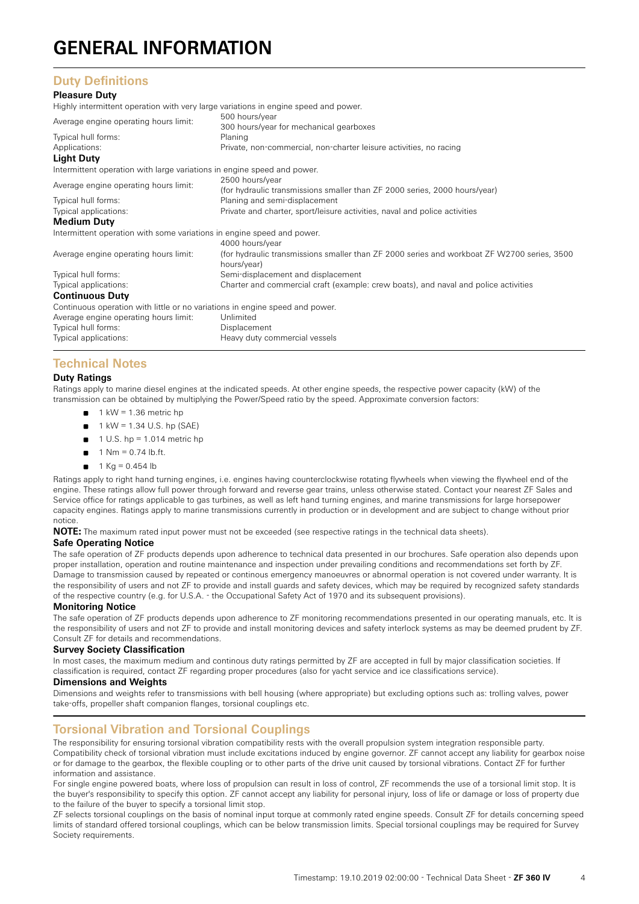# GENERAL INFORMATION

## Duty Definitions

### Pleasure Duty

Highly intermittent operation with very large variations in engine speed and power.

| | |
|---|---|
| Average engine operating hours limit: | 500 hours/year<br>300 hours/year for mechanical gearboxes |
| Typical hull forms: | Planing |
| Applications: | Private, non-commercial, non-charter leisure activities, no racing |

### Light Duty

Intermittent operation with large variations in engine speed and power.

| | |
|---|---|
| Average engine operating hours limit: | 2500 hours/year<br>(for hydraulic transmissions smaller than ZF 2000 series, 2000 hours/year) |
| Typical hull forms: | Planing and semi-displacement |
| Typical applications: | Private and charter, sport/leisure activities, naval and police activities |

### Medium Duty

Intermittent operation with some variations in engine speed and power.

| | |
|---|---|
| Average engine operating hours limit: | 4000 hours/year<br>(for hydraulic transmissions smaller than ZF 2000 series and workboat ZF W2700 series, 3500 hours/year) |
| Typical hull forms: | Semi-displacement and displacement |
| Typical applications: | Charter and commercial craft (example: crew boats), and naval and police activities |

### Continuous Duty

Continuous operation with little or no variations in engine speed and power.

| | |
|---|---|
| Average engine operating hours limit: | Unlimited |
| Typical hull forms: | Displacement |
| Typical applications: | Heavy duty commercial vessels |

## Technical Notes

### Duty Ratings

Ratings apply to marine diesel engines at the indicated speeds. At other engine speeds, the respective power capacity (kW) of the transmission can be obtained by multiplying the Power/Speed ratio by the speed. Approximate conversion factors:

- 1 kW = 1.36 metric hp
- 1 kW = 1.34 U.S. hp (SAE)
- 1 U.S. hp = 1.014 metric hp
- 1 Nm = 0.74 lb.ft.
- 1 Kg = 0.454 lb

Ratings apply to right hand turning engines, i.e. engines having counterclockwise rotating flywheels when viewing the flywheel end of the engine. These ratings allow full power through forward and reverse gear trains, unless otherwise stated. Contact your nearest ZF Sales and Service office for ratings applicable to gas turbines, as well as left hand turning engines, and marine transmissions for large horsepower capacity engines. Ratings apply to marine transmissions currently in production or in development and are subject to change without prior notice.

**NOTE:** The maximum rated input power must not be exceeded (see respective ratings in the technical data sheets).

### Safe Operating Notice

The safe operation of ZF products depends upon adherence to technical data presented in our brochures. Safe operation also depends upon proper installation, operation and routine maintenance and inspection under prevailing conditions and recommendations set forth by ZF. Damage to transmission caused by repeated or continous emergency manoeuvres or abnormal operation is not covered under warranty. It is the responsibility of users and not ZF to provide and install guards and safety devices, which may be required by recognized safety standards of the respective country (e.g. for U.S.A. - the Occupational Safety Act of 1970 and its subsequent provisions).

### Monitoring Notice

The safe operation of ZF products depends upon adherence to ZF monitoring recommendations presented in our operating manuals, etc. It is the responsibility of users and not ZF to provide and install monitoring devices and safety interlock systems as may be deemed prudent by ZF. Consult ZF for details and recommendations.

### Survey Society Classification

In most cases, the maximum medium and continous duty ratings permitted by ZF are accepted in full by major classification societies. If classification is required, contact ZF regarding proper procedures (also for yacht service and ice classifications service).

### Dimensions and Weights

Dimensions and weights refer to transmissions with bell housing (where appropriate) but excluding options such as: trolling valves, power take-offs, propeller shaft companion flanges, torsional couplings etc.

## Torsional Vibration and Torsional Couplings

The responsibility for ensuring torsional vibration compatibility rests with the overall propulsion system integration responsible party. Compatibility check of torsional vibration must include excitations induced by engine governor. ZF cannot accept any liability for gearbox noise or for damage to the gearbox, the flexible coupling or to other parts of the drive unit caused by torsional vibrations. Contact ZF for further information and assistance.

For single engine powered boats, where loss of propulsion can result in loss of control, ZF recommends the use of a torsional limit stop. It is the buyer's responsibility to specify this option. ZF cannot accept any liability for personal injury, loss of life or damage or loss of property due to the failure of the buyer to specify a torsional limit stop.

ZF selects torsional couplings on the basis of nominal input torque at commonly rated engine speeds. Consult ZF for details concerning speed limits of standard offered torsional couplings, which can be below transmission limits. Special torsional couplings may be required for Survey Society requirements.